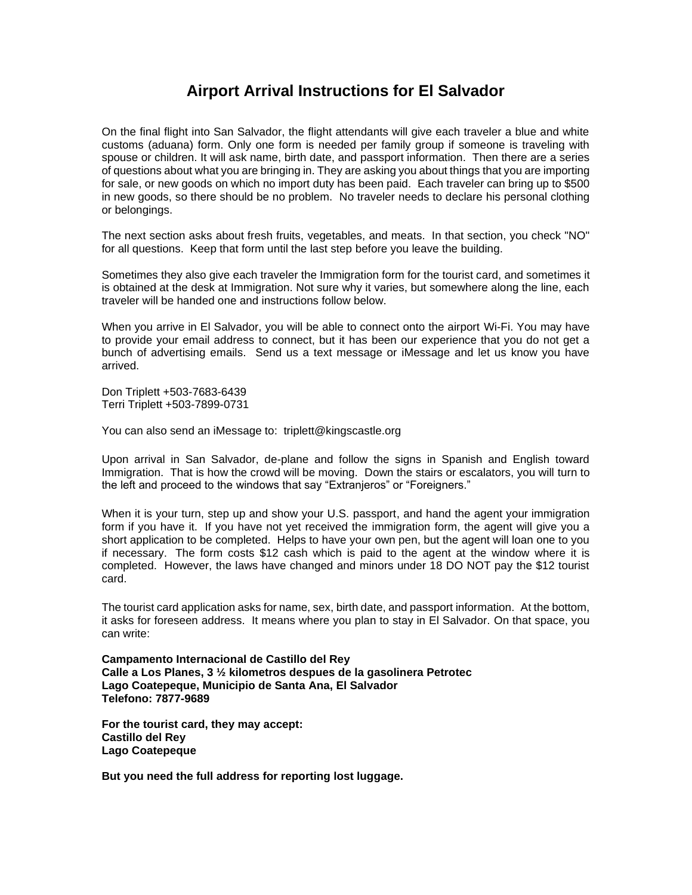# Airport Arrival Instructions for El Salvador

On the final flight into San Salvador, the flight attendants will give each traveler a blue and white customs (aduana) form. Only one form is needed per family group if someone is traveling with spouse or children. It will ask name, birth date, and passport information. Then there are a series of questions about what you are bringing in. They are asking you about things that you are importing for sale, or new goods on which no import duty has been paid. Each traveler can bring up to $500 in new goods, so there should be no problem. No traveler needs to declare his personal clothing or belongings.

The next section asks about fresh fruits, vegetables, and meats. In that section, you check "NO" for all questions. Keep that form until the last step before you leave the building.

Sometimes they also give each traveler the Immigration form for the tourist card, and sometimes it is obtained at the desk at Immigration. Not sure why it varies, but somewhere along the line, each traveler will be handed one and instructions follow below.

When you arrive in El Salvador, you will be able to connect onto the airport Wi-Fi. You may have to provide your email address to connect, but it has been our experience that you do not get a bunch of advertising emails. Send us a text message or iMessage and let us know you have arrived.

Don Triplett +503-7683-6439
Terri Triplett +503-7899-0731

You can also send an iMessage to: triplett@kingscastle.org

Upon arrival in San Salvador, de-plane and follow the signs in Spanish and English toward Immigration. That is how the crowd will be moving. Down the stairs or escalators, you will turn to the left and proceed to the windows that say “Extranjeros” or “Foreigners.”

When it is your turn, step up and show your U.S. passport, and hand the agent your immigration form if you have it. If you have not yet received the immigration form, the agent will give you a short application to be completed. Helps to have your own pen, but the agent will loan one to you if necessary. The form costs $12 cash which is paid to the agent at the window where it is completed. However, the laws have changed and minors under 18 DO NOT pay the $12 tourist card.

The tourist card application asks for name, sex, birth date, and passport information. At the bottom, it asks for foreseen address. It means where you plan to stay in El Salvador. On that space, you can write:

**Campamento Internacional de Castillo del Rey**
**Calle a Los Planes, 3 ½ kilometros despues de la gasolinera Petrotec**
**Lago Coatepeque, Municipio de Santa Ana, El Salvador**
**Telefono: 7877-9689**

**For the tourist card, they may accept:**
**Castillo del Rey**
**Lago Coatepeque**

**But you need the full address for reporting lost luggage.**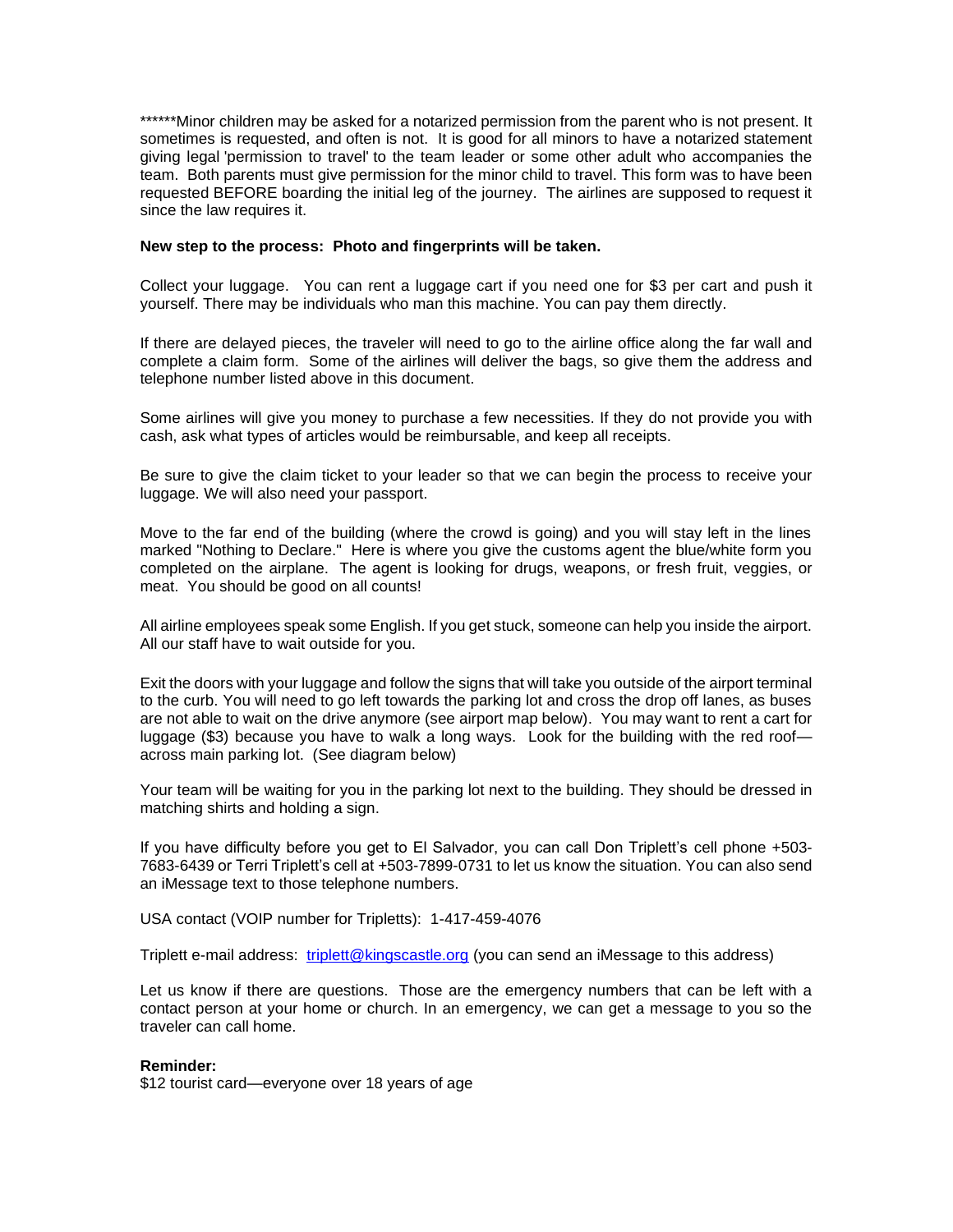******Minor children may be asked for a notarized permission from the parent who is not present. It sometimes is requested, and often is not. It is good for all minors to have a notarized statement giving legal 'permission to travel' to the team leader or some other adult who accompanies the team. Both parents must give permission for the minor child to travel. This form was to have been requested BEFORE boarding the initial leg of the journey. The airlines are supposed to request it since the law requires it.

**New step to the process: Photo and fingerprints will be taken.**

Collect your luggage. You can rent a luggage cart if you need one for $3 per cart and push it yourself. There may be individuals who man this machine. You can pay them directly.

If there are delayed pieces, the traveler will need to go to the airline office along the far wall and complete a claim form. Some of the airlines will deliver the bags, so give them the address and telephone number listed above in this document.

Some airlines will give you money to purchase a few necessities. If they do not provide you with cash, ask what types of articles would be reimbursable, and keep all receipts.

Be sure to give the claim ticket to your leader so that we can begin the process to receive your luggage. We will also need your passport.

Move to the far end of the building (where the crowd is going) and you will stay left in the lines marked "Nothing to Declare." Here is where you give the customs agent the blue/white form you completed on the airplane. The agent is looking for drugs, weapons, or fresh fruit, veggies, or meat. You should be good on all counts!

All airline employees speak some English. If you get stuck, someone can help you inside the airport. All our staff have to wait outside for you.

Exit the doors with your luggage and follow the signs that will take you outside of the airport terminal to the curb. You will need to go left towards the parking lot and cross the drop off lanes, as buses are not able to wait on the drive anymore (see airport map below). You may want to rent a cart for luggage ($3) because you have to walk a long ways. Look for the building with the red roof—across main parking lot. (See diagram below)

Your team will be waiting for you in the parking lot next to the building. They should be dressed in matching shirts and holding a sign.

If you have difficulty before you get to El Salvador, you can call Don Triplett's cell phone +503-7683-6439 or Terri Triplett's cell at +503-7899-0731 to let us know the situation. You can also send an iMessage text to those telephone numbers.

USA contact (VOIP number for Tripletts): 1-417-459-4076

Triplett e-mail address: [triplett@kingscastle.org](mailto:triplett@kingscastle.org) (you can send an iMessage to this address)

Let us know if there are questions. Those are the emergency numbers that can be left with a contact person at your home or church. In an emergency, we can get a message to you so the traveler can call home.

**Reminder:**
$12 tourist card—everyone over 18 years of age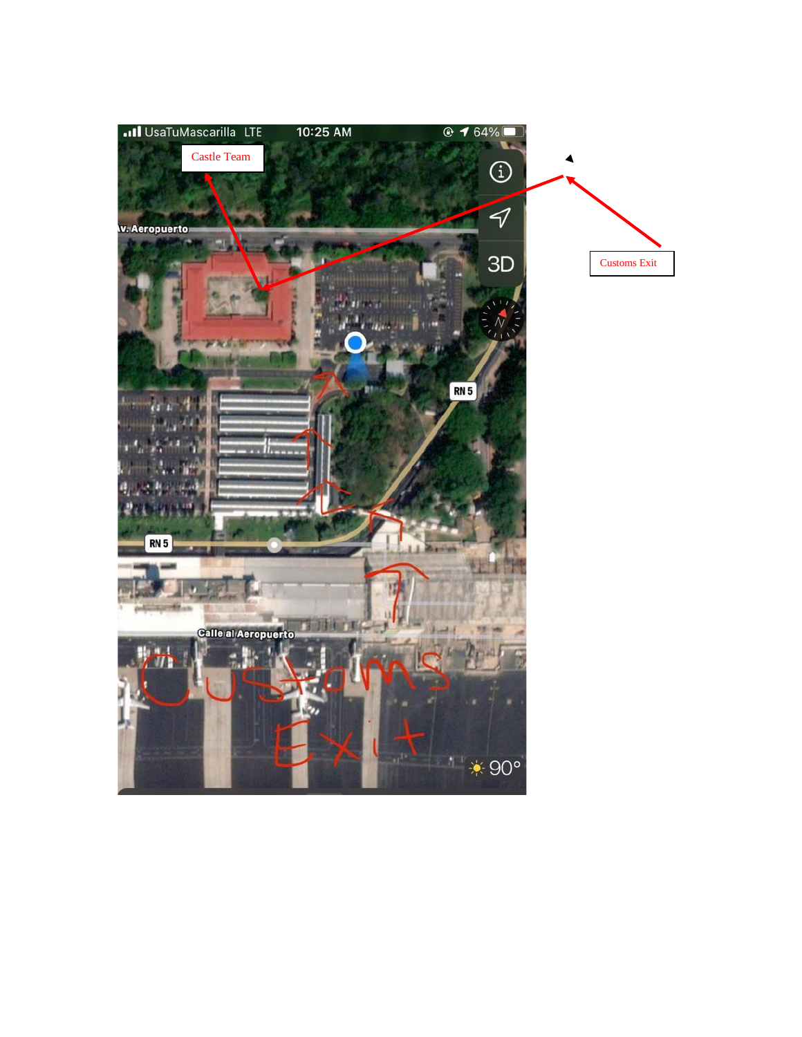Castle Team

Customs Exit